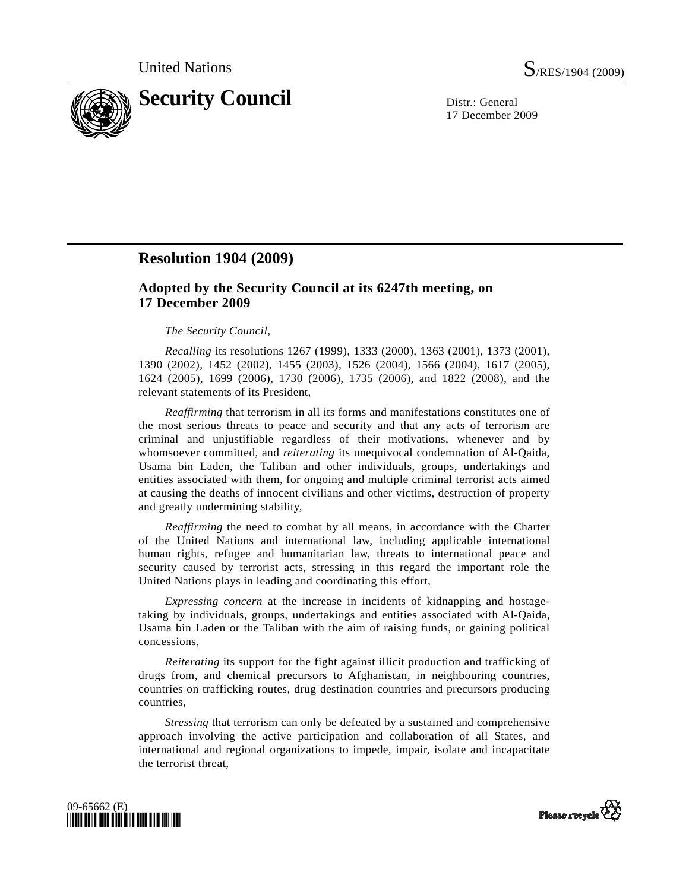United Nations S/RES/1904 (2009)

# Security Council

Distr.: General
17 December 2009

## Resolution 1904 (2009)

### Adopted by the Security Council at its 6247th meeting, on 17 December 2009

*The Security Council*,

*Recalling* its resolutions 1267 (1999), 1333 (2000), 1363 (2001), 1373 (2001), 1390 (2002), 1452 (2002), 1455 (2003), 1526 (2004), 1566 (2004), 1617 (2005), 1624 (2005), 1699 (2006), 1730 (2006), 1735 (2006), and 1822 (2008), and the relevant statements of its President,

*Reaffirming* that terrorism in all its forms and manifestations constitutes one of the most serious threats to peace and security and that any acts of terrorism are criminal and unjustifiable regardless of their motivations, whenever and by whomsoever committed, and *reiterating* its unequivocal condemnation of Al-Qaida, Usama bin Laden, the Taliban and other individuals, groups, undertakings and entities associated with them, for ongoing and multiple criminal terrorist acts aimed at causing the deaths of innocent civilians and other victims, destruction of property and greatly undermining stability,

*Reaffirming* the need to combat by all means, in accordance with the Charter of the United Nations and international law, including applicable international human rights, refugee and humanitarian law, threats to international peace and security caused by terrorist acts, stressing in this regard the important role the United Nations plays in leading and coordinating this effort,

*Expressing concern* at the increase in incidents of kidnapping and hostage-taking by individuals, groups, undertakings and entities associated with Al-Qaida, Usama bin Laden or the Taliban with the aim of raising funds, or gaining political concessions,

*Reiterating* its support for the fight against illicit production and trafficking of drugs from, and chemical precursors to Afghanistan, in neighbouring countries, countries on trafficking routes, drug destination countries and precursors producing countries,

*Stressing* that terrorism can only be defeated by a sustained and comprehensive approach involving the active participation and collaboration of all States, and international and regional organizations to impede, impair, isolate and incapacitate the terrorist threat,

09-65662 (E)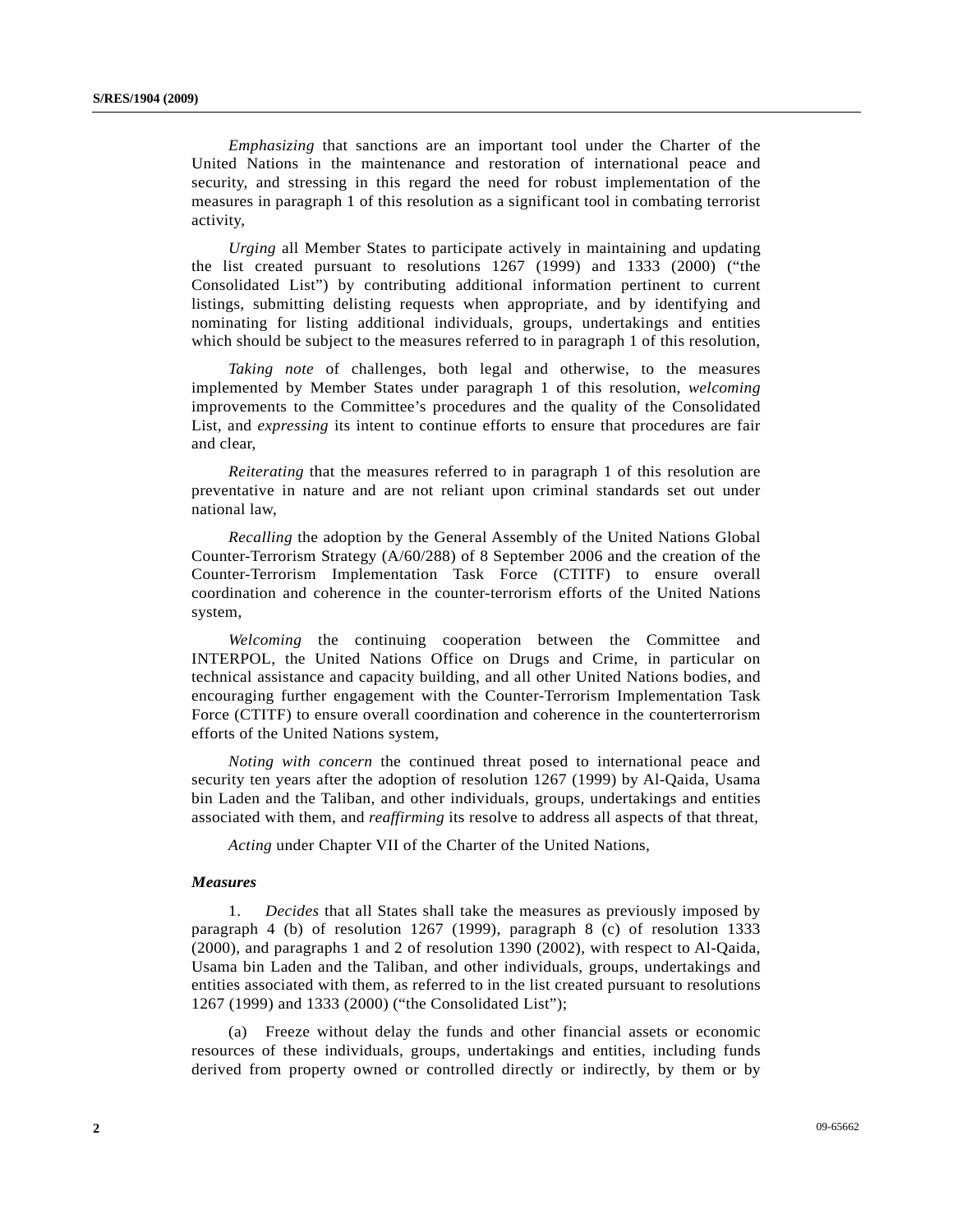*Emphasizing* that sanctions are an important tool under the Charter of the United Nations in the maintenance and restoration of international peace and security, and stressing in this regard the need for robust implementation of the measures in paragraph 1 of this resolution as a significant tool in combating terrorist activity,

*Urging* all Member States to participate actively in maintaining and updating the list created pursuant to resolutions 1267 (1999) and 1333 (2000) ("the Consolidated List") by contributing additional information pertinent to current listings, submitting delisting requests when appropriate, and by identifying and nominating for listing additional individuals, groups, undertakings and entities which should be subject to the measures referred to in paragraph 1 of this resolution,

*Taking note* of challenges, both legal and otherwise, to the measures implemented by Member States under paragraph 1 of this resolution, *welcoming* improvements to the Committee's procedures and the quality of the Consolidated List, and *expressing* its intent to continue efforts to ensure that procedures are fair and clear,

*Reiterating* that the measures referred to in paragraph 1 of this resolution are preventative in nature and are not reliant upon criminal standards set out under national law,

*Recalling* the adoption by the General Assembly of the United Nations Global Counter-Terrorism Strategy (A/60/288) of 8 September 2006 and the creation of the Counter-Terrorism Implementation Task Force (CTITF) to ensure overall coordination and coherence in the counter-terrorism efforts of the United Nations system,

*Welcoming* the continuing cooperation between the Committee and INTERPOL, the United Nations Office on Drugs and Crime, in particular on technical assistance and capacity building, and all other United Nations bodies, and encouraging further engagement with the Counter-Terrorism Implementation Task Force (CTITF) to ensure overall coordination and coherence in the counterterrorism efforts of the United Nations system,

*Noting with concern* the continued threat posed to international peace and security ten years after the adoption of resolution 1267 (1999) by Al-Qaida, Usama bin Laden and the Taliban, and other individuals, groups, undertakings and entities associated with them, and *reaffirming* its resolve to address all aspects of that threat,

*Acting* under Chapter VII of the Charter of the United Nations,

***Measures***

1. *Decides* that all States shall take the measures as previously imposed by paragraph 4 (b) of resolution 1267 (1999), paragraph 8 (c) of resolution 1333 (2000), and paragraphs 1 and 2 of resolution 1390 (2002), with respect to Al-Qaida, Usama bin Laden and the Taliban, and other individuals, groups, undertakings and entities associated with them, as referred to in the list created pursuant to resolutions 1267 (1999) and 1333 (2000) ("the Consolidated List");

(a) Freeze without delay the funds and other financial assets or economic resources of these individuals, groups, undertakings and entities, including funds derived from property owned or controlled directly or indirectly, by them or by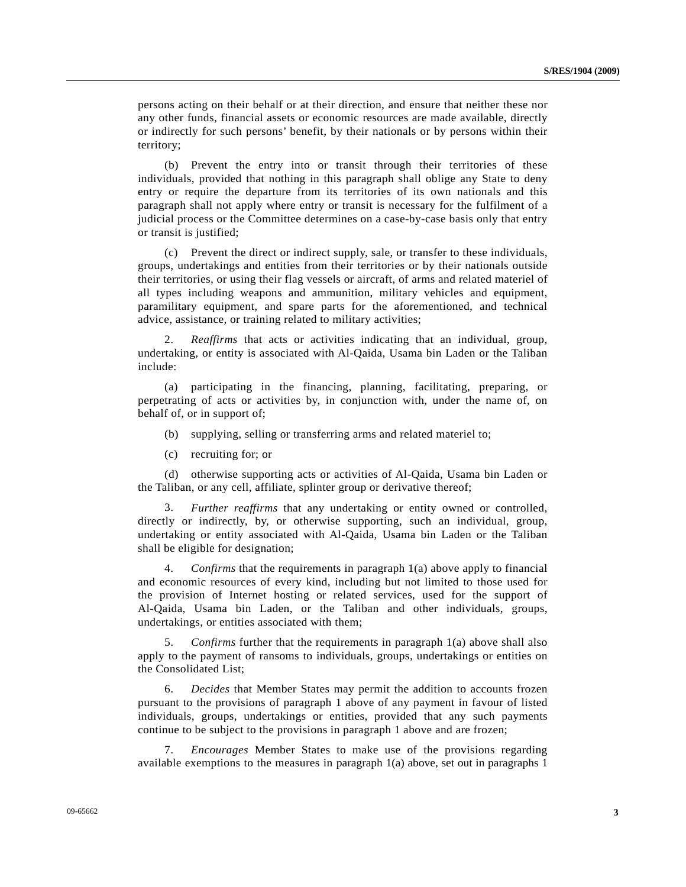persons acting on their behalf or at their direction, and ensure that neither these nor any other funds, financial assets or economic resources are made available, directly or indirectly for such persons' benefit, by their nationals or by persons within their territory;

(b) Prevent the entry into or transit through their territories of these individuals, provided that nothing in this paragraph shall oblige any State to deny entry or require the departure from its territories of its own nationals and this paragraph shall not apply where entry or transit is necessary for the fulfilment of a judicial process or the Committee determines on a case-by-case basis only that entry or transit is justified;

(c) Prevent the direct or indirect supply, sale, or transfer to these individuals, groups, undertakings and entities from their territories or by their nationals outside their territories, or using their flag vessels or aircraft, of arms and related materiel of all types including weapons and ammunition, military vehicles and equipment, paramilitary equipment, and spare parts for the aforementioned, and technical advice, assistance, or training related to military activities;

2. *Reaffirms* that acts or activities indicating that an individual, group, undertaking, or entity is associated with Al-Qaida, Usama bin Laden or the Taliban include:

(a) participating in the financing, planning, facilitating, preparing, or perpetrating of acts or activities by, in conjunction with, under the name of, on behalf of, or in support of;

(b) supplying, selling or transferring arms and related materiel to;

(c) recruiting for; or

(d) otherwise supporting acts or activities of Al-Qaida, Usama bin Laden or the Taliban, or any cell, affiliate, splinter group or derivative thereof;

3. *Further reaffirms* that any undertaking or entity owned or controlled, directly or indirectly, by, or otherwise supporting, such an individual, group, undertaking or entity associated with Al-Qaida, Usama bin Laden or the Taliban shall be eligible for designation;

4. *Confirms* that the requirements in paragraph 1(a) above apply to financial and economic resources of every kind, including but not limited to those used for the provision of Internet hosting or related services, used for the support of Al-Qaida, Usama bin Laden, or the Taliban and other individuals, groups, undertakings, or entities associated with them;

5. *Confirms* further that the requirements in paragraph 1(a) above shall also apply to the payment of ransoms to individuals, groups, undertakings or entities on the Consolidated List;

6. *Decides* that Member States may permit the addition to accounts frozen pursuant to the provisions of paragraph 1 above of any payment in favour of listed individuals, groups, undertakings or entities, provided that any such payments continue to be subject to the provisions in paragraph 1 above and are frozen;

7. *Encourages* Member States to make use of the provisions regarding available exemptions to the measures in paragraph 1(a) above, set out in paragraphs 1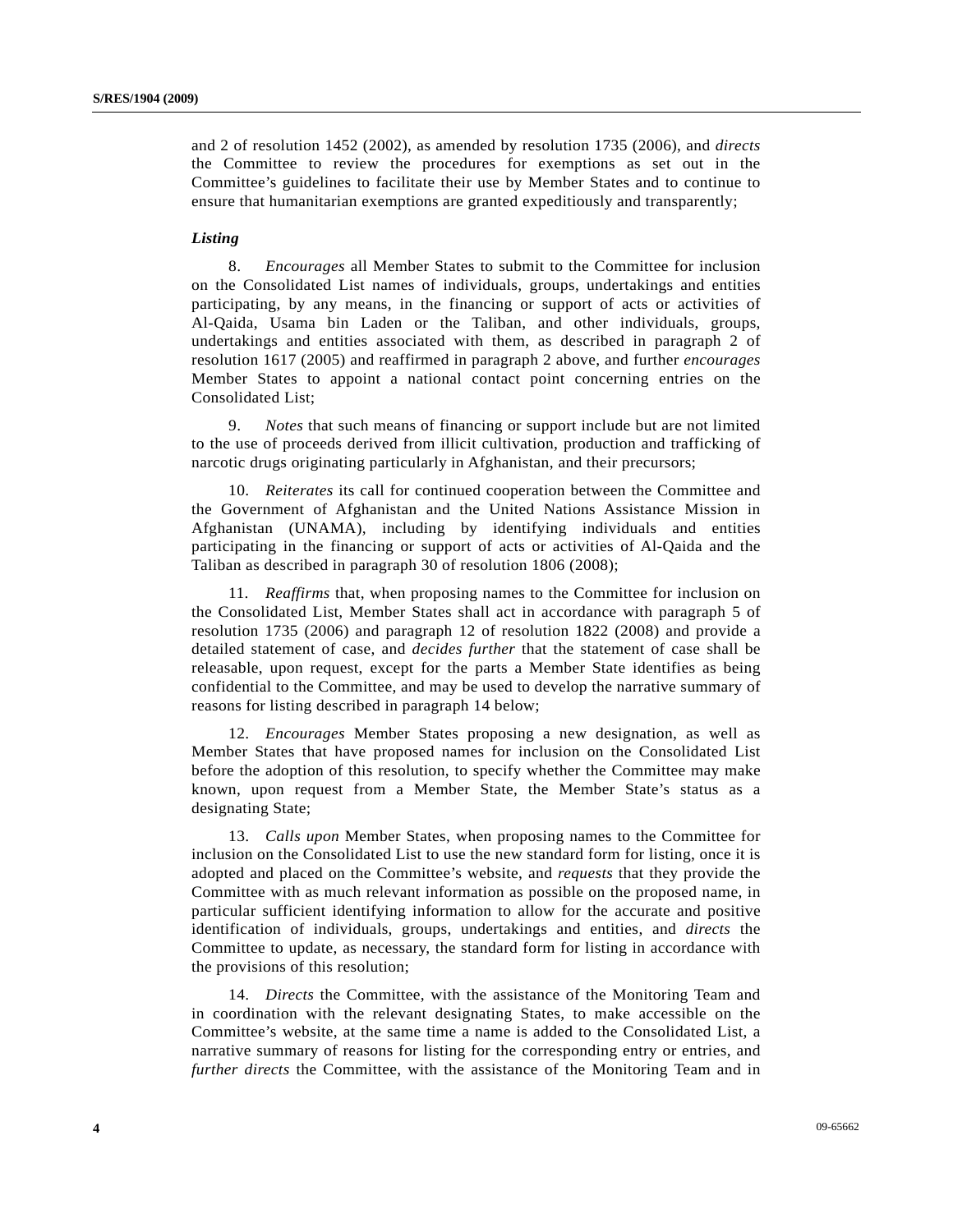and 2 of resolution 1452 (2002), as amended by resolution 1735 (2006), and *directs* the Committee to review the procedures for exemptions as set out in the Committee's guidelines to facilitate their use by Member States and to continue to ensure that humanitarian exemptions are granted expeditiously and transparently;

***Listing***

8. *Encourages* all Member States to submit to the Committee for inclusion on the Consolidated List names of individuals, groups, undertakings and entities participating, by any means, in the financing or support of acts or activities of Al-Qaida, Usama bin Laden or the Taliban, and other individuals, groups, undertakings and entities associated with them, as described in paragraph 2 of resolution 1617 (2005) and reaffirmed in paragraph 2 above, and further *encourages* Member States to appoint a national contact point concerning entries on the Consolidated List;

9. *Notes* that such means of financing or support include but are not limited to the use of proceeds derived from illicit cultivation, production and trafficking of narcotic drugs originating particularly in Afghanistan, and their precursors;

10. *Reiterates* its call for continued cooperation between the Committee and the Government of Afghanistan and the United Nations Assistance Mission in Afghanistan (UNAMA), including by identifying individuals and entities participating in the financing or support of acts or activities of Al-Qaida and the Taliban as described in paragraph 30 of resolution 1806 (2008);

11. *Reaffirms* that, when proposing names to the Committee for inclusion on the Consolidated List, Member States shall act in accordance with paragraph 5 of resolution 1735 (2006) and paragraph 12 of resolution 1822 (2008) and provide a detailed statement of case, and *decides further* that the statement of case shall be releasable, upon request, except for the parts a Member State identifies as being confidential to the Committee, and may be used to develop the narrative summary of reasons for listing described in paragraph 14 below;

12. *Encourages* Member States proposing a new designation, as well as Member States that have proposed names for inclusion on the Consolidated List before the adoption of this resolution, to specify whether the Committee may make known, upon request from a Member State, the Member State's status as a designating State;

13. *Calls upon* Member States, when proposing names to the Committee for inclusion on the Consolidated List to use the new standard form for listing, once it is adopted and placed on the Committee's website, and *requests* that they provide the Committee with as much relevant information as possible on the proposed name, in particular sufficient identifying information to allow for the accurate and positive identification of individuals, groups, undertakings and entities, and *directs* the Committee to update, as necessary, the standard form for listing in accordance with the provisions of this resolution;

14. *Directs* the Committee, with the assistance of the Monitoring Team and in coordination with the relevant designating States, to make accessible on the Committee's website, at the same time a name is added to the Consolidated List, a narrative summary of reasons for listing for the corresponding entry or entries, and *further directs* the Committee, with the assistance of the Monitoring Team and in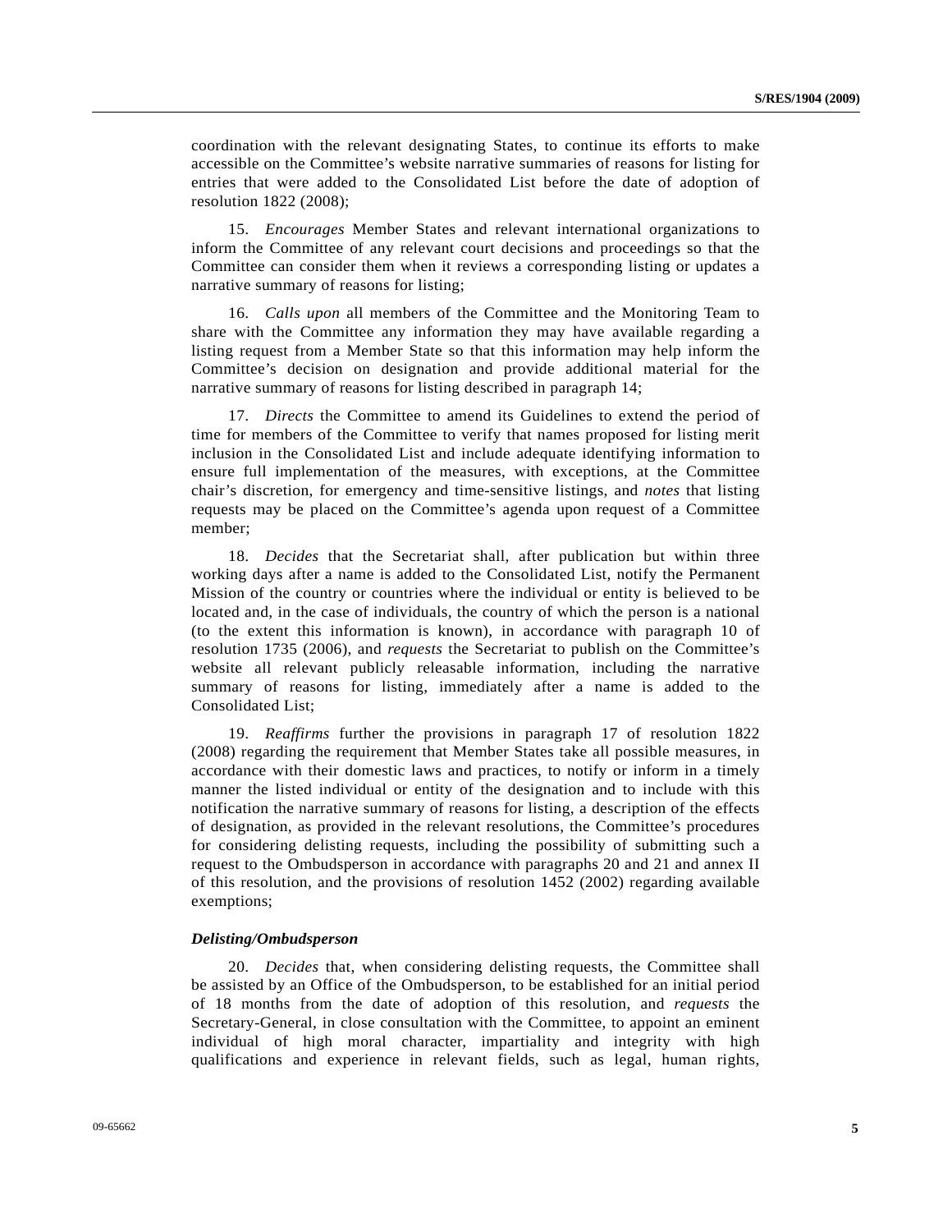coordination with the relevant designating States, to continue its efforts to make accessible on the Committee's website narrative summaries of reasons for listing for entries that were added to the Consolidated List before the date of adoption of resolution 1822 (2008);

15. *Encourages* Member States and relevant international organizations to inform the Committee of any relevant court decisions and proceedings so that the Committee can consider them when it reviews a corresponding listing or updates a narrative summary of reasons for listing;

16. *Calls upon* all members of the Committee and the Monitoring Team to share with the Committee any information they may have available regarding a listing request from a Member State so that this information may help inform the Committee's decision on designation and provide additional material for the narrative summary of reasons for listing described in paragraph 14;

17. *Directs* the Committee to amend its Guidelines to extend the period of time for members of the Committee to verify that names proposed for listing merit inclusion in the Consolidated List and include adequate identifying information to ensure full implementation of the measures, with exceptions, at the Committee chair's discretion, for emergency and time-sensitive listings, and *notes* that listing requests may be placed on the Committee's agenda upon request of a Committee member;

18. *Decides* that the Secretariat shall, after publication but within three working days after a name is added to the Consolidated List, notify the Permanent Mission of the country or countries where the individual or entity is believed to be located and, in the case of individuals, the country of which the person is a national (to the extent this information is known), in accordance with paragraph 10 of resolution 1735 (2006), and *requests* the Secretariat to publish on the Committee's website all relevant publicly releasable information, including the narrative summary of reasons for listing, immediately after a name is added to the Consolidated List;

19. *Reaffirms* further the provisions in paragraph 17 of resolution 1822 (2008) regarding the requirement that Member States take all possible measures, in accordance with their domestic laws and practices, to notify or inform in a timely manner the listed individual or entity of the designation and to include with this notification the narrative summary of reasons for listing, a description of the effects of designation, as provided in the relevant resolutions, the Committee's procedures for considering delisting requests, including the possibility of submitting such a request to the Ombudsperson in accordance with paragraphs 20 and 21 and annex II of this resolution, and the provisions of resolution 1452 (2002) regarding available exemptions;

***Delisting/Ombudsperson***

20. *Decides* that, when considering delisting requests, the Committee shall be assisted by an Office of the Ombudsperson, to be established for an initial period of 18 months from the date of adoption of this resolution, and *requests* the Secretary-General, in close consultation with the Committee, to appoint an eminent individual of high moral character, impartiality and integrity with high qualifications and experience in relevant fields, such as legal, human rights,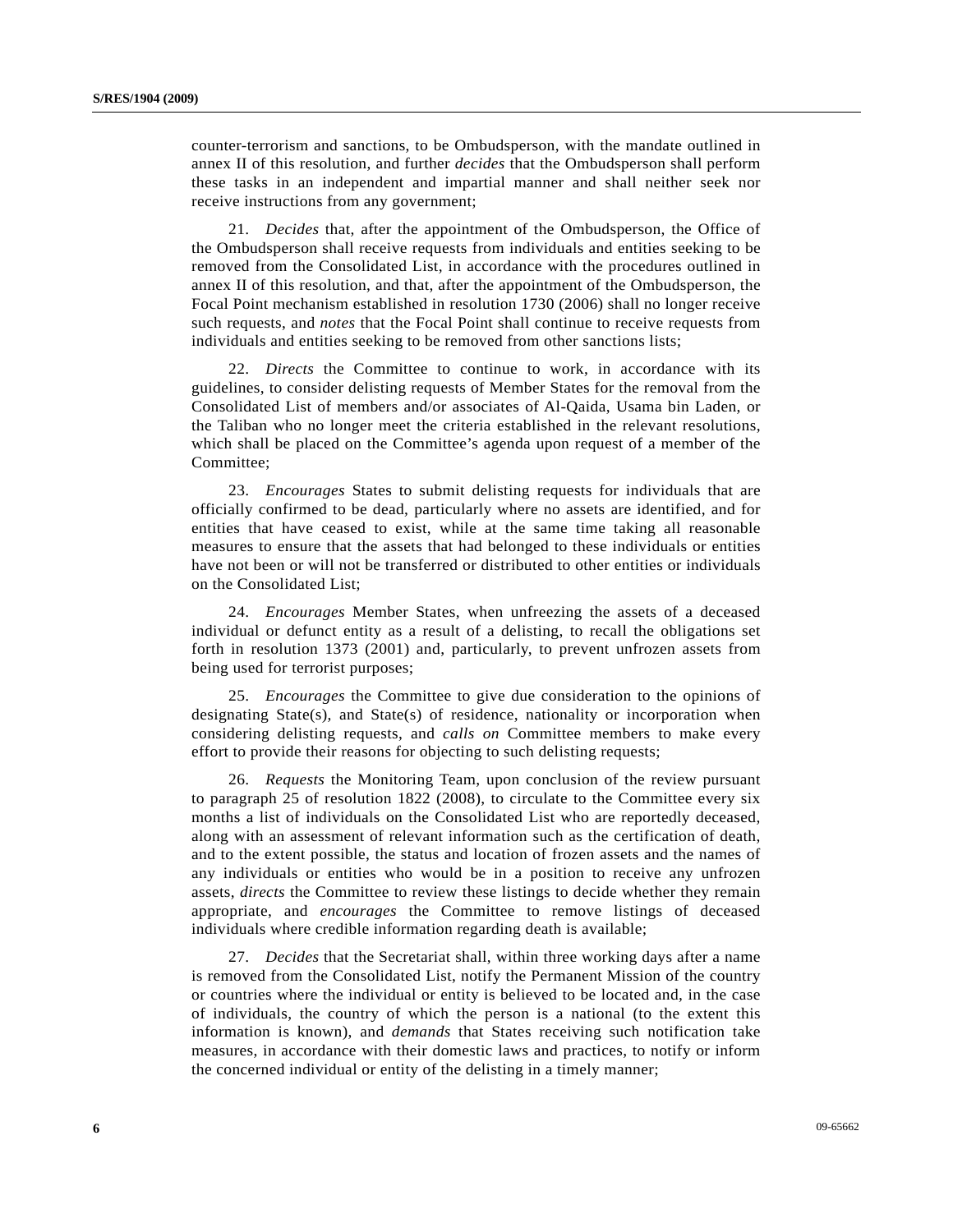counter-terrorism and sanctions, to be Ombudsperson, with the mandate outlined in annex II of this resolution, and further *decides* that the Ombudsperson shall perform these tasks in an independent and impartial manner and shall neither seek nor receive instructions from any government;

21. *Decides* that, after the appointment of the Ombudsperson, the Office of the Ombudsperson shall receive requests from individuals and entities seeking to be removed from the Consolidated List, in accordance with the procedures outlined in annex II of this resolution, and that, after the appointment of the Ombudsperson, the Focal Point mechanism established in resolution 1730 (2006) shall no longer receive such requests, and *notes* that the Focal Point shall continue to receive requests from individuals and entities seeking to be removed from other sanctions lists;

22. *Directs* the Committee to continue to work, in accordance with its guidelines, to consider delisting requests of Member States for the removal from the Consolidated List of members and/or associates of Al-Qaida, Usama bin Laden, or the Taliban who no longer meet the criteria established in the relevant resolutions, which shall be placed on the Committee's agenda upon request of a member of the Committee;

23. *Encourages* States to submit delisting requests for individuals that are officially confirmed to be dead, particularly where no assets are identified, and for entities that have ceased to exist, while at the same time taking all reasonable measures to ensure that the assets that had belonged to these individuals or entities have not been or will not be transferred or distributed to other entities or individuals on the Consolidated List;

24. *Encourages* Member States, when unfreezing the assets of a deceased individual or defunct entity as a result of a delisting, to recall the obligations set forth in resolution 1373 (2001) and, particularly, to prevent unfrozen assets from being used for terrorist purposes;

25. *Encourages* the Committee to give due consideration to the opinions of designating State(s), and State(s) of residence, nationality or incorporation when considering delisting requests, and *calls on* Committee members to make every effort to provide their reasons for objecting to such delisting requests;

26. *Requests* the Monitoring Team, upon conclusion of the review pursuant to paragraph 25 of resolution 1822 (2008), to circulate to the Committee every six months a list of individuals on the Consolidated List who are reportedly deceased, along with an assessment of relevant information such as the certification of death, and to the extent possible, the status and location of frozen assets and the names of any individuals or entities who would be in a position to receive any unfrozen assets, *directs* the Committee to review these listings to decide whether they remain appropriate, and *encourages* the Committee to remove listings of deceased individuals where credible information regarding death is available;

27. *Decides* that the Secretariat shall, within three working days after a name is removed from the Consolidated List, notify the Permanent Mission of the country or countries where the individual or entity is believed to be located and, in the case of individuals, the country of which the person is a national (to the extent this information is known), and *demands* that States receiving such notification take measures, in accordance with their domestic laws and practices, to notify or inform the concerned individual or entity of the delisting in a timely manner;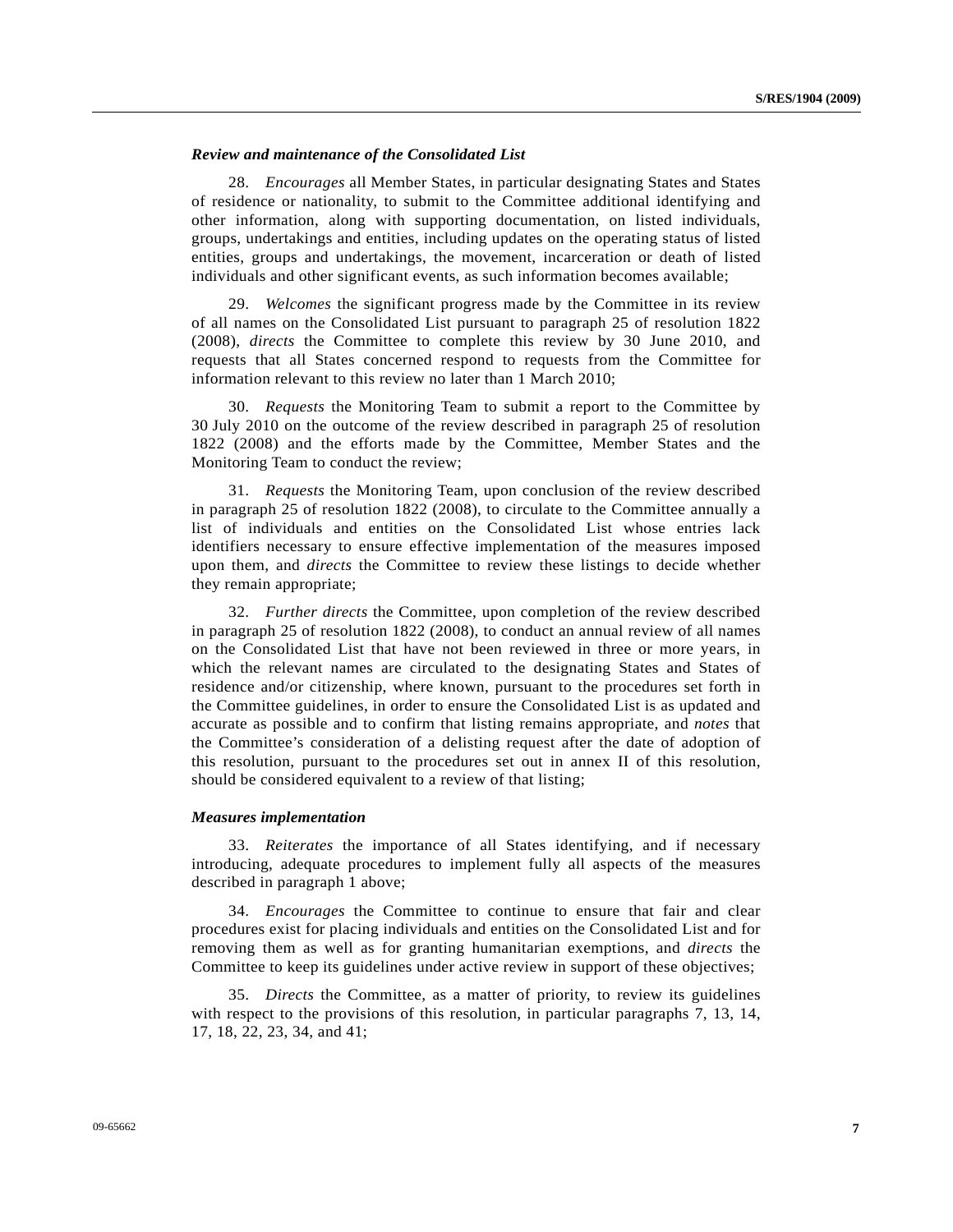### *Review and maintenance of the Consolidated List*

28. *Encourages* all Member States, in particular designating States and States of residence or nationality, to submit to the Committee additional identifying and other information, along with supporting documentation, on listed individuals, groups, undertakings and entities, including updates on the operating status of listed entities, groups and undertakings, the movement, incarceration or death of listed individuals and other significant events, as such information becomes available;

29. *Welcomes* the significant progress made by the Committee in its review of all names on the Consolidated List pursuant to paragraph 25 of resolution 1822 (2008), *directs* the Committee to complete this review by 30 June 2010, and requests that all States concerned respond to requests from the Committee for information relevant to this review no later than 1 March 2010;

30. *Requests* the Monitoring Team to submit a report to the Committee by 30 July 2010 on the outcome of the review described in paragraph 25 of resolution 1822 (2008) and the efforts made by the Committee, Member States and the Monitoring Team to conduct the review;

31. *Requests* the Monitoring Team, upon conclusion of the review described in paragraph 25 of resolution 1822 (2008), to circulate to the Committee annually a list of individuals and entities on the Consolidated List whose entries lack identifiers necessary to ensure effective implementation of the measures imposed upon them, and *directs* the Committee to review these listings to decide whether they remain appropriate;

32. *Further directs* the Committee, upon completion of the review described in paragraph 25 of resolution 1822 (2008), to conduct an annual review of all names on the Consolidated List that have not been reviewed in three or more years, in which the relevant names are circulated to the designating States and States of residence and/or citizenship, where known, pursuant to the procedures set forth in the Committee guidelines, in order to ensure the Consolidated List is as updated and accurate as possible and to confirm that listing remains appropriate, and *notes* that the Committee's consideration of a delisting request after the date of adoption of this resolution, pursuant to the procedures set out in annex II of this resolution, should be considered equivalent to a review of that listing;

### *Measures implementation*

33. *Reiterates* the importance of all States identifying, and if necessary introducing, adequate procedures to implement fully all aspects of the measures described in paragraph 1 above;

34. *Encourages* the Committee to continue to ensure that fair and clear procedures exist for placing individuals and entities on the Consolidated List and for removing them as well as for granting humanitarian exemptions, and *directs* the Committee to keep its guidelines under active review in support of these objectives;

35. *Directs* the Committee, as a matter of priority, to review its guidelines with respect to the provisions of this resolution, in particular paragraphs 7, 13, 14, 17, 18, 22, 23, 34, and 41;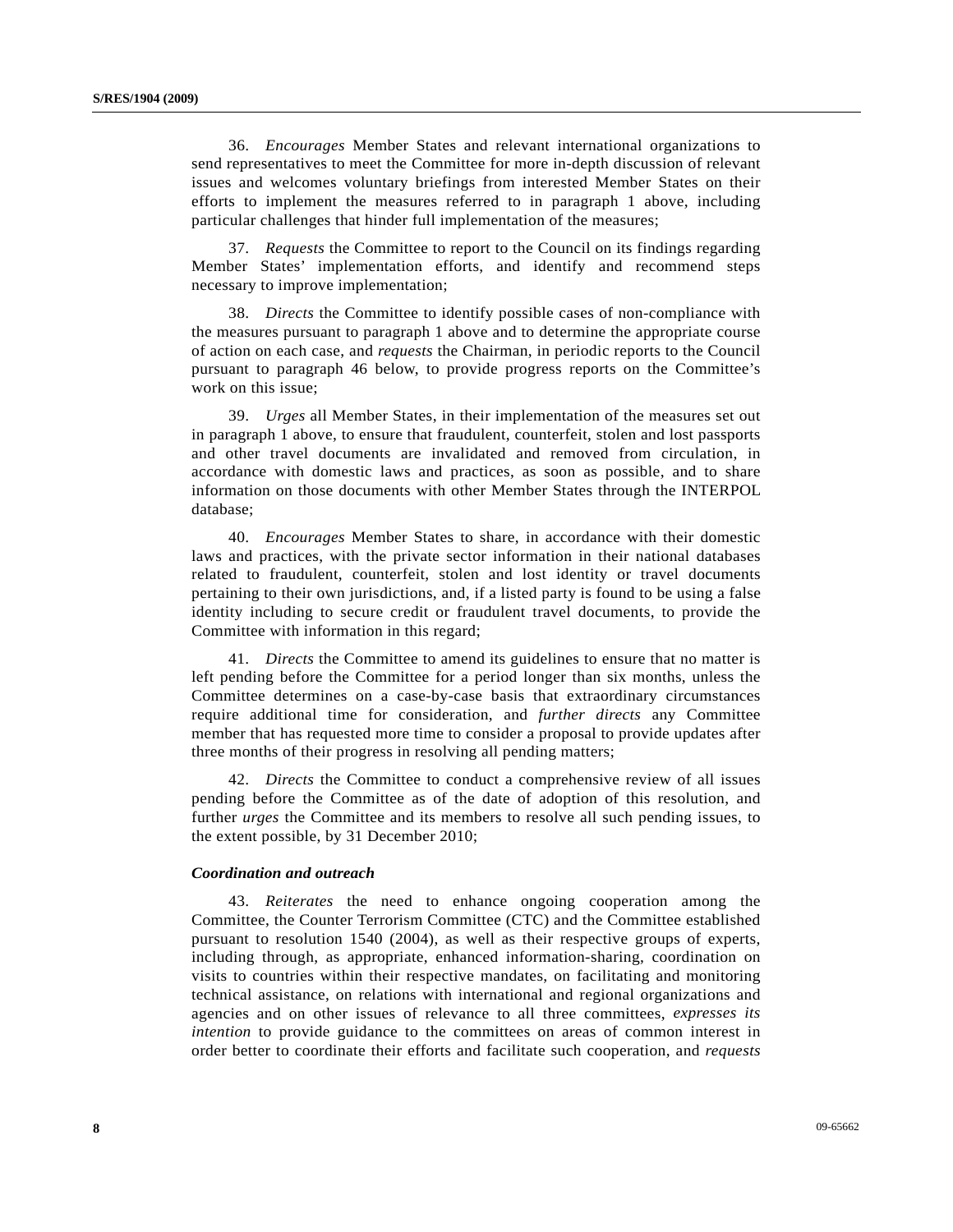36. *Encourages* Member States and relevant international organizations to send representatives to meet the Committee for more in-depth discussion of relevant issues and welcomes voluntary briefings from interested Member States on their efforts to implement the measures referred to in paragraph 1 above, including particular challenges that hinder full implementation of the measures;

37. *Requests* the Committee to report to the Council on its findings regarding Member States' implementation efforts, and identify and recommend steps necessary to improve implementation;

38. *Directs* the Committee to identify possible cases of non-compliance with the measures pursuant to paragraph 1 above and to determine the appropriate course of action on each case, and *requests* the Chairman, in periodic reports to the Council pursuant to paragraph 46 below, to provide progress reports on the Committee's work on this issue;

39. *Urges* all Member States, in their implementation of the measures set out in paragraph 1 above, to ensure that fraudulent, counterfeit, stolen and lost passports and other travel documents are invalidated and removed from circulation, in accordance with domestic laws and practices, as soon as possible, and to share information on those documents with other Member States through the INTERPOL database;

40. *Encourages* Member States to share, in accordance with their domestic laws and practices, with the private sector information in their national databases related to fraudulent, counterfeit, stolen and lost identity or travel documents pertaining to their own jurisdictions, and, if a listed party is found to be using a false identity including to secure credit or fraudulent travel documents, to provide the Committee with information in this regard;

41. *Directs* the Committee to amend its guidelines to ensure that no matter is left pending before the Committee for a period longer than six months, unless the Committee determines on a case-by-case basis that extraordinary circumstances require additional time for consideration, and *further directs* any Committee member that has requested more time to consider a proposal to provide updates after three months of their progress in resolving all pending matters;

42. *Directs* the Committee to conduct a comprehensive review of all issues pending before the Committee as of the date of adoption of this resolution, and further *urges* the Committee and its members to resolve all such pending issues, to the extent possible, by 31 December 2010;

***Coordination and outreach***

43. *Reiterates* the need to enhance ongoing cooperation among the Committee, the Counter Terrorism Committee (CTC) and the Committee established pursuant to resolution 1540 (2004), as well as their respective groups of experts, including through, as appropriate, enhanced information-sharing, coordination on visits to countries within their respective mandates, on facilitating and monitoring technical assistance, on relations with international and regional organizations and agencies and on other issues of relevance to all three committees, *expresses its intention* to provide guidance to the committees on areas of common interest in order better to coordinate their efforts and facilitate such cooperation, and *requests*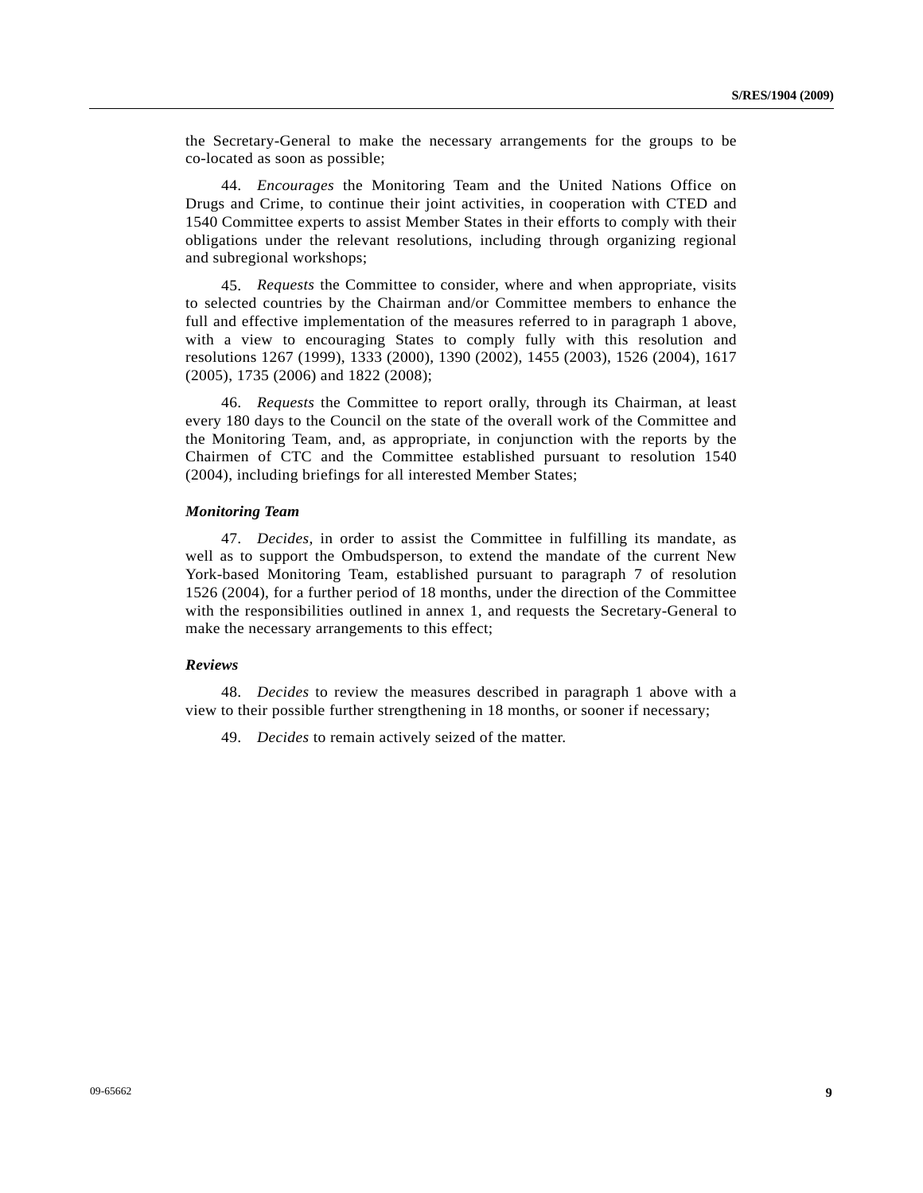the Secretary-General to make the necessary arrangements for the groups to be co-located as soon as possible;

44. *Encourages* the Monitoring Team and the United Nations Office on Drugs and Crime, to continue their joint activities, in cooperation with CTED and 1540 Committee experts to assist Member States in their efforts to comply with their obligations under the relevant resolutions, including through organizing regional and subregional workshops;

45. *Requests* the Committee to consider, where and when appropriate, visits to selected countries by the Chairman and/or Committee members to enhance the full and effective implementation of the measures referred to in paragraph 1 above, with a view to encouraging States to comply fully with this resolution and resolutions 1267 (1999), 1333 (2000), 1390 (2002), 1455 (2003), 1526 (2004), 1617 (2005), 1735 (2006) and 1822 (2008);

46. *Requests* the Committee to report orally, through its Chairman, at least every 180 days to the Council on the state of the overall work of the Committee and the Monitoring Team, and, as appropriate, in conjunction with the reports by the Chairmen of CTC and the Committee established pursuant to resolution 1540 (2004), including briefings for all interested Member States;

***Monitoring Team***

47. *Decides*, in order to assist the Committee in fulfilling its mandate, as well as to support the Ombudsperson, to extend the mandate of the current New York-based Monitoring Team, established pursuant to paragraph 7 of resolution 1526 (2004), for a further period of 18 months, under the direction of the Committee with the responsibilities outlined in annex 1, and requests the Secretary-General to make the necessary arrangements to this effect;

***Reviews***

48. *Decides* to review the measures described in paragraph 1 above with a view to their possible further strengthening in 18 months, or sooner if necessary;

49. *Decides* to remain actively seized of the matter.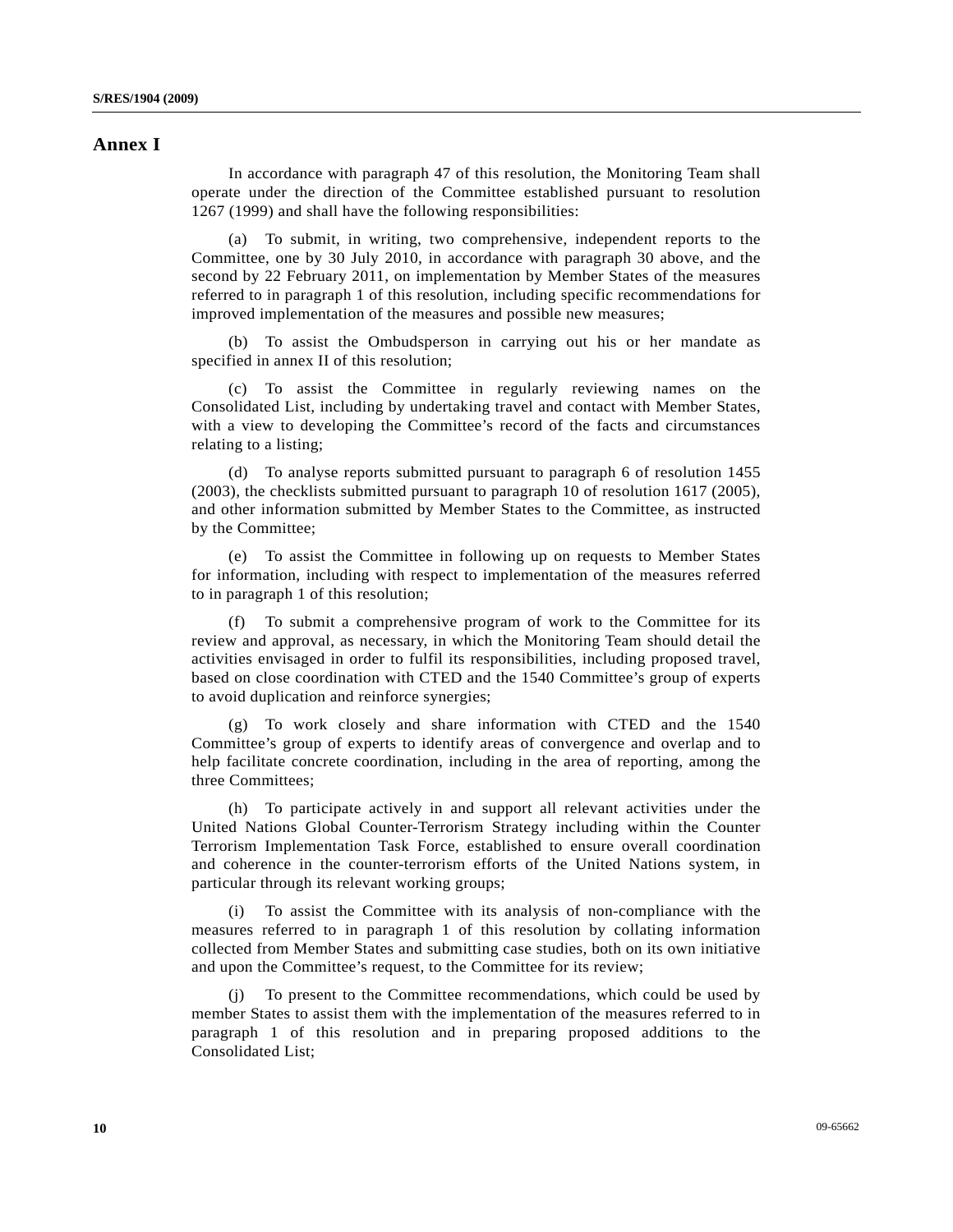## Annex I

In accordance with paragraph 47 of this resolution, the Monitoring Team shall operate under the direction of the Committee established pursuant to resolution 1267 (1999) and shall have the following responsibilities:

(a) To submit, in writing, two comprehensive, independent reports to the Committee, one by 30 July 2010, in accordance with paragraph 30 above, and the second by 22 February 2011, on implementation by Member States of the measures referred to in paragraph 1 of this resolution, including specific recommendations for improved implementation of the measures and possible new measures;

(b) To assist the Ombudsperson in carrying out his or her mandate as specified in annex II of this resolution;

(c) To assist the Committee in regularly reviewing names on the Consolidated List, including by undertaking travel and contact with Member States, with a view to developing the Committee's record of the facts and circumstances relating to a listing;

(d) To analyse reports submitted pursuant to paragraph 6 of resolution 1455 (2003), the checklists submitted pursuant to paragraph 10 of resolution 1617 (2005), and other information submitted by Member States to the Committee, as instructed by the Committee;

(e) To assist the Committee in following up on requests to Member States for information, including with respect to implementation of the measures referred to in paragraph 1 of this resolution;

(f) To submit a comprehensive program of work to the Committee for its review and approval, as necessary, in which the Monitoring Team should detail the activities envisaged in order to fulfil its responsibilities, including proposed travel, based on close coordination with CTED and the 1540 Committee's group of experts to avoid duplication and reinforce synergies;

(g) To work closely and share information with CTED and the 1540 Committee's group of experts to identify areas of convergence and overlap and to help facilitate concrete coordination, including in the area of reporting, among the three Committees;

(h) To participate actively in and support all relevant activities under the United Nations Global Counter-Terrorism Strategy including within the Counter Terrorism Implementation Task Force, established to ensure overall coordination and coherence in the counter-terrorism efforts of the United Nations system, in particular through its relevant working groups;

(i) To assist the Committee with its analysis of non-compliance with the measures referred to in paragraph 1 of this resolution by collating information collected from Member States and submitting case studies, both on its own initiative and upon the Committee's request, to the Committee for its review;

(j) To present to the Committee recommendations, which could be used by member States to assist them with the implementation of the measures referred to in paragraph 1 of this resolution and in preparing proposed additions to the Consolidated List;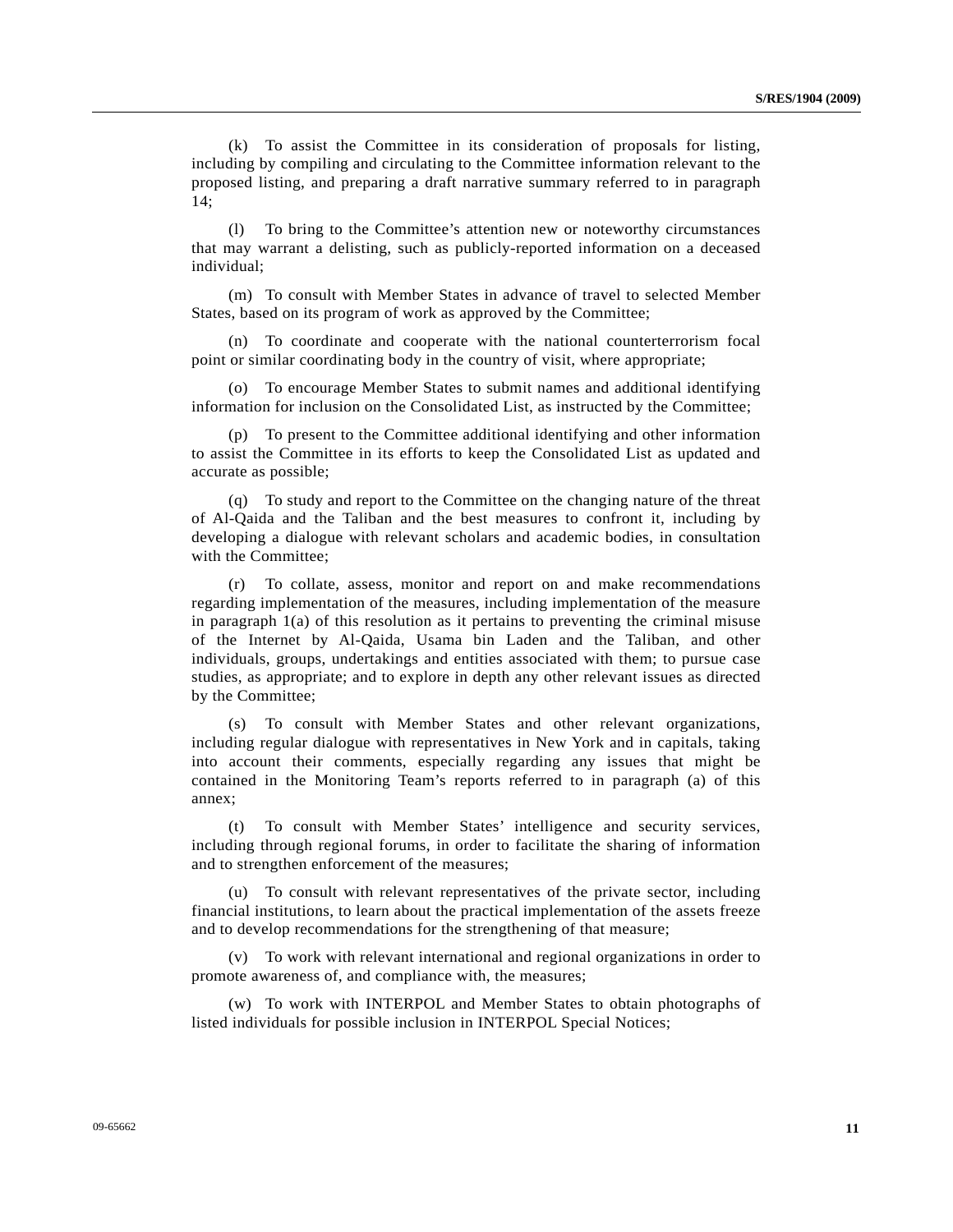(k) To assist the Committee in its consideration of proposals for listing, including by compiling and circulating to the Committee information relevant to the proposed listing, and preparing a draft narrative summary referred to in paragraph 14;

(l) To bring to the Committee's attention new or noteworthy circumstances that may warrant a delisting, such as publicly-reported information on a deceased individual;

(m) To consult with Member States in advance of travel to selected Member States, based on its program of work as approved by the Committee;

(n) To coordinate and cooperate with the national counterterrorism focal point or similar coordinating body in the country of visit, where appropriate;

(o) To encourage Member States to submit names and additional identifying information for inclusion on the Consolidated List, as instructed by the Committee;

(p) To present to the Committee additional identifying and other information to assist the Committee in its efforts to keep the Consolidated List as updated and accurate as possible;

(q) To study and report to the Committee on the changing nature of the threat of Al-Qaida and the Taliban and the best measures to confront it, including by developing a dialogue with relevant scholars and academic bodies, in consultation with the Committee;

(r) To collate, assess, monitor and report on and make recommendations regarding implementation of the measures, including implementation of the measure in paragraph 1(a) of this resolution as it pertains to preventing the criminal misuse of the Internet by Al-Qaida, Usama bin Laden and the Taliban, and other individuals, groups, undertakings and entities associated with them; to pursue case studies, as appropriate; and to explore in depth any other relevant issues as directed by the Committee;

(s) To consult with Member States and other relevant organizations, including regular dialogue with representatives in New York and in capitals, taking into account their comments, especially regarding any issues that might be contained in the Monitoring Team's reports referred to in paragraph (a) of this annex;

(t) To consult with Member States' intelligence and security services, including through regional forums, in order to facilitate the sharing of information and to strengthen enforcement of the measures;

(u) To consult with relevant representatives of the private sector, including financial institutions, to learn about the practical implementation of the assets freeze and to develop recommendations for the strengthening of that measure;

(v) To work with relevant international and regional organizations in order to promote awareness of, and compliance with, the measures;

(w) To work with INTERPOL and Member States to obtain photographs of listed individuals for possible inclusion in INTERPOL Special Notices;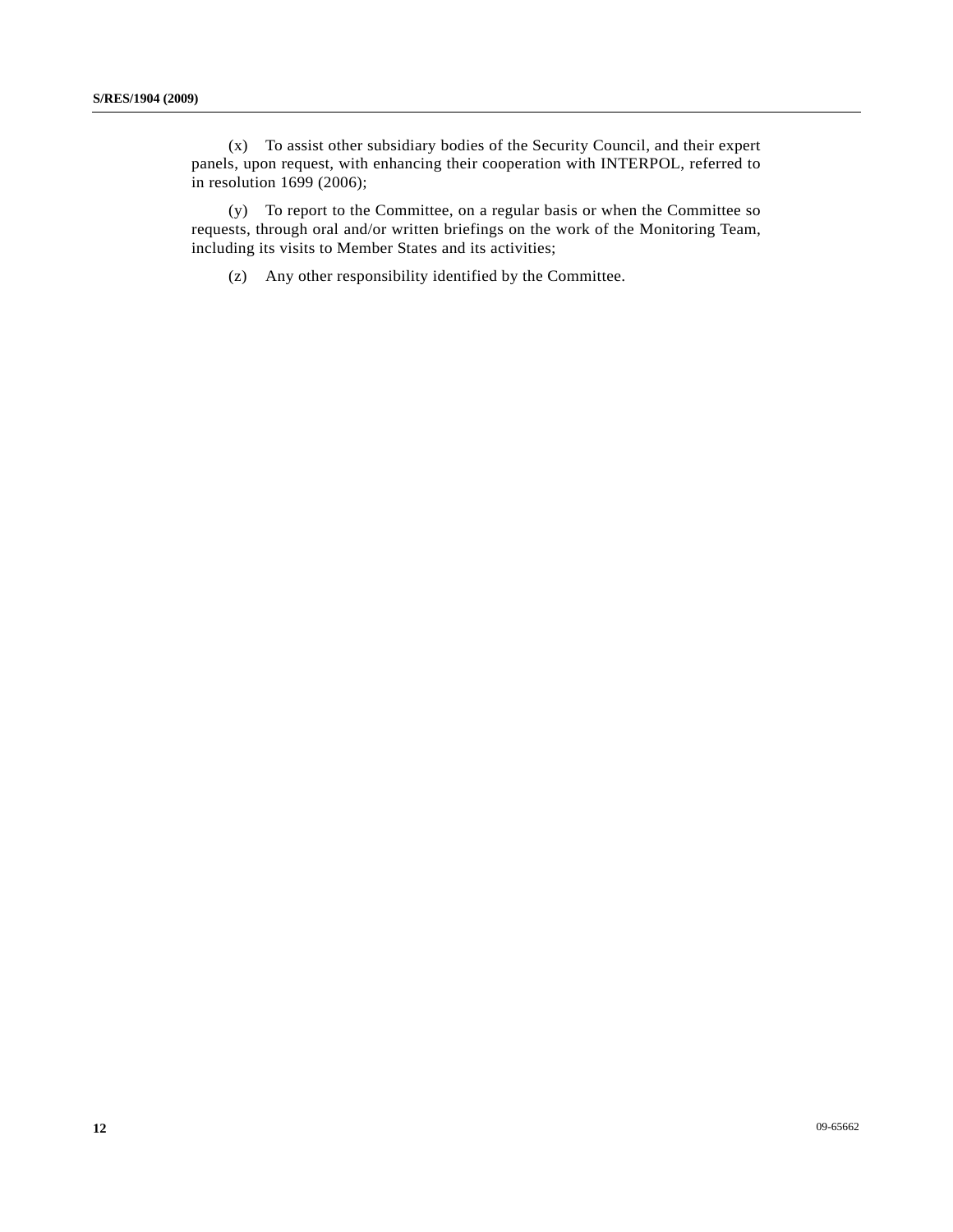(x) To assist other subsidiary bodies of the Security Council, and their expert panels, upon request, with enhancing their cooperation with INTERPOL, referred to in resolution 1699 (2006);

(y) To report to the Committee, on a regular basis or when the Committee so requests, through oral and/or written briefings on the work of the Monitoring Team, including its visits to Member States and its activities;

(z) Any other responsibility identified by the Committee.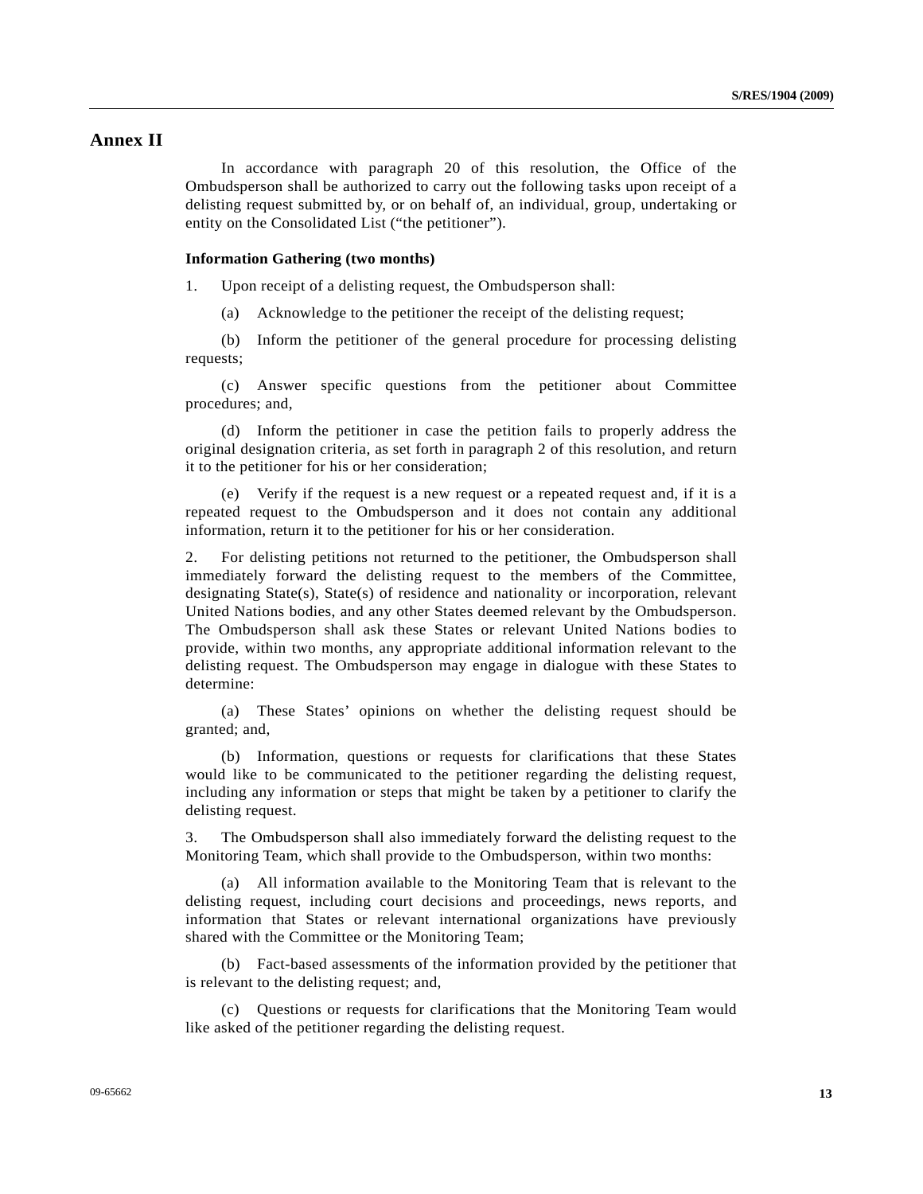## Annex II

In accordance with paragraph 20 of this resolution, the Office of the Ombudsperson shall be authorized to carry out the following tasks upon receipt of a delisting request submitted by, or on behalf of, an individual, group, undertaking or entity on the Consolidated List ("the petitioner").

**Information Gathering (two months)**

1. Upon receipt of a delisting request, the Ombudsperson shall:

(a) Acknowledge to the petitioner the receipt of the delisting request;

(b) Inform the petitioner of the general procedure for processing delisting requests;

(c) Answer specific questions from the petitioner about Committee procedures; and,

(d) Inform the petitioner in case the petition fails to properly address the original designation criteria, as set forth in paragraph 2 of this resolution, and return it to the petitioner for his or her consideration;

(e) Verify if the request is a new request or a repeated request and, if it is a repeated request to the Ombudsperson and it does not contain any additional information, return it to the petitioner for his or her consideration.

2. For delisting petitions not returned to the petitioner, the Ombudsperson shall immediately forward the delisting request to the members of the Committee, designating State(s), State(s) of residence and nationality or incorporation, relevant United Nations bodies, and any other States deemed relevant by the Ombudsperson. The Ombudsperson shall ask these States or relevant United Nations bodies to provide, within two months, any appropriate additional information relevant to the delisting request. The Ombudsperson may engage in dialogue with these States to determine:

(a) These States' opinions on whether the delisting request should be granted; and,

(b) Information, questions or requests for clarifications that these States would like to be communicated to the petitioner regarding the delisting request, including any information or steps that might be taken by a petitioner to clarify the delisting request.

3. The Ombudsperson shall also immediately forward the delisting request to the Monitoring Team, which shall provide to the Ombudsperson, within two months:

(a) All information available to the Monitoring Team that is relevant to the delisting request, including court decisions and proceedings, news reports, and information that States or relevant international organizations have previously shared with the Committee or the Monitoring Team;

(b) Fact-based assessments of the information provided by the petitioner that is relevant to the delisting request; and,

(c) Questions or requests for clarifications that the Monitoring Team would like asked of the petitioner regarding the delisting request.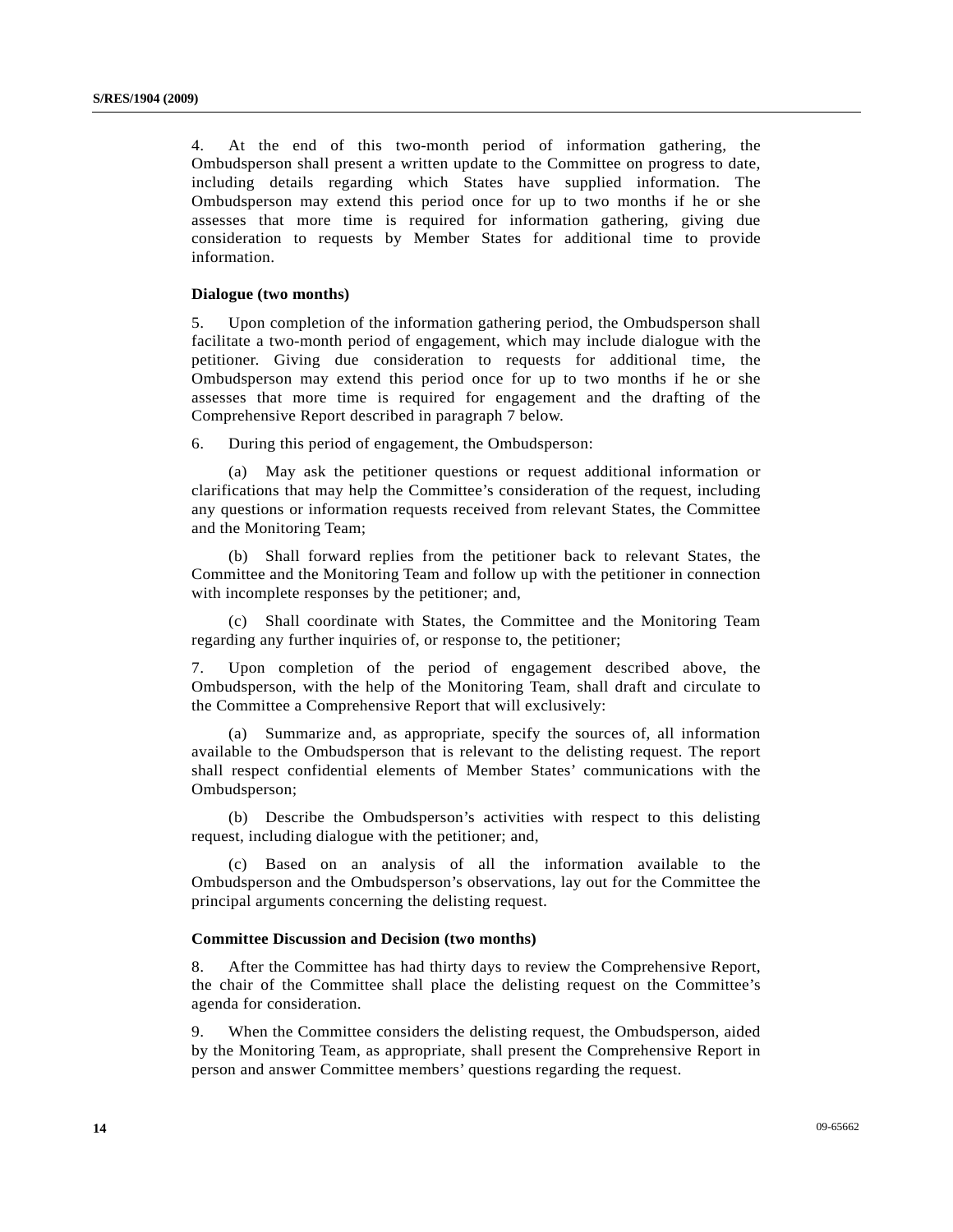4. At the end of this two-month period of information gathering, the Ombudsperson shall present a written update to the Committee on progress to date, including details regarding which States have supplied information. The Ombudsperson may extend this period once for up to two months if he or she assesses that more time is required for information gathering, giving due consideration to requests by Member States for additional time to provide information.

**Dialogue (two months)**

5. Upon completion of the information gathering period, the Ombudsperson shall facilitate a two-month period of engagement, which may include dialogue with the petitioner. Giving due consideration to requests for additional time, the Ombudsperson may extend this period once for up to two months if he or she assesses that more time is required for engagement and the drafting of the Comprehensive Report described in paragraph 7 below.

6. During this period of engagement, the Ombudsperson:

(a) May ask the petitioner questions or request additional information or clarifications that may help the Committee's consideration of the request, including any questions or information requests received from relevant States, the Committee and the Monitoring Team;

(b) Shall forward replies from the petitioner back to relevant States, the Committee and the Monitoring Team and follow up with the petitioner in connection with incomplete responses by the petitioner; and,

(c) Shall coordinate with States, the Committee and the Monitoring Team regarding any further inquiries of, or response to, the petitioner;

7. Upon completion of the period of engagement described above, the Ombudsperson, with the help of the Monitoring Team, shall draft and circulate to the Committee a Comprehensive Report that will exclusively:

(a) Summarize and, as appropriate, specify the sources of, all information available to the Ombudsperson that is relevant to the delisting request. The report shall respect confidential elements of Member States' communications with the Ombudsperson;

(b) Describe the Ombudsperson's activities with respect to this delisting request, including dialogue with the petitioner; and,

(c) Based on an analysis of all the information available to the Ombudsperson and the Ombudsperson's observations, lay out for the Committee the principal arguments concerning the delisting request.

**Committee Discussion and Decision (two months)**

8. After the Committee has had thirty days to review the Comprehensive Report, the chair of the Committee shall place the delisting request on the Committee's agenda for consideration.

9. When the Committee considers the delisting request, the Ombudsperson, aided by the Monitoring Team, as appropriate, shall present the Comprehensive Report in person and answer Committee members' questions regarding the request.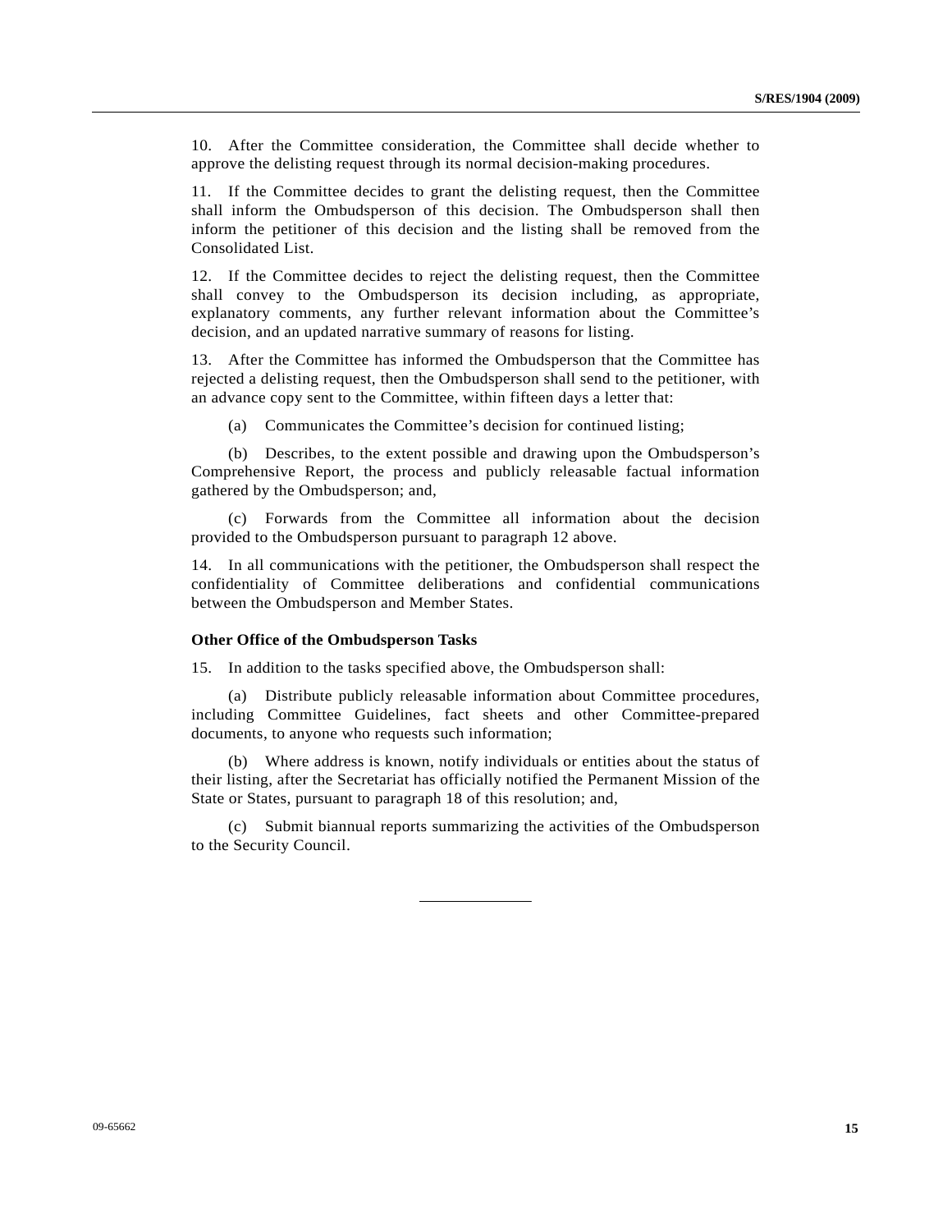10. After the Committee consideration, the Committee shall decide whether to approve the delisting request through its normal decision-making procedures.

11. If the Committee decides to grant the delisting request, then the Committee shall inform the Ombudsperson of this decision. The Ombudsperson shall then inform the petitioner of this decision and the listing shall be removed from the Consolidated List.

12. If the Committee decides to reject the delisting request, then the Committee shall convey to the Ombudsperson its decision including, as appropriate, explanatory comments, any further relevant information about the Committee's decision, and an updated narrative summary of reasons for listing.

13. After the Committee has informed the Ombudsperson that the Committee has rejected a delisting request, then the Ombudsperson shall send to the petitioner, with an advance copy sent to the Committee, within fifteen days a letter that:

(a) Communicates the Committee's decision for continued listing;

(b) Describes, to the extent possible and drawing upon the Ombudsperson's Comprehensive Report, the process and publicly releasable factual information gathered by the Ombudsperson; and,

(c) Forwards from the Committee all information about the decision provided to the Ombudsperson pursuant to paragraph 12 above.

14. In all communications with the petitioner, the Ombudsperson shall respect the confidentiality of Committee deliberations and confidential communications between the Ombudsperson and Member States.

**Other Office of the Ombudsperson Tasks**

15. In addition to the tasks specified above, the Ombudsperson shall:

(a) Distribute publicly releasable information about Committee procedures, including Committee Guidelines, fact sheets and other Committee-prepared documents, to anyone who requests such information;

(b) Where address is known, notify individuals or entities about the status of their listing, after the Secretariat has officially notified the Permanent Mission of the State or States, pursuant to paragraph 18 of this resolution; and,

(c) Submit biannual reports summarizing the activities of the Ombudsperson to the Security Council.